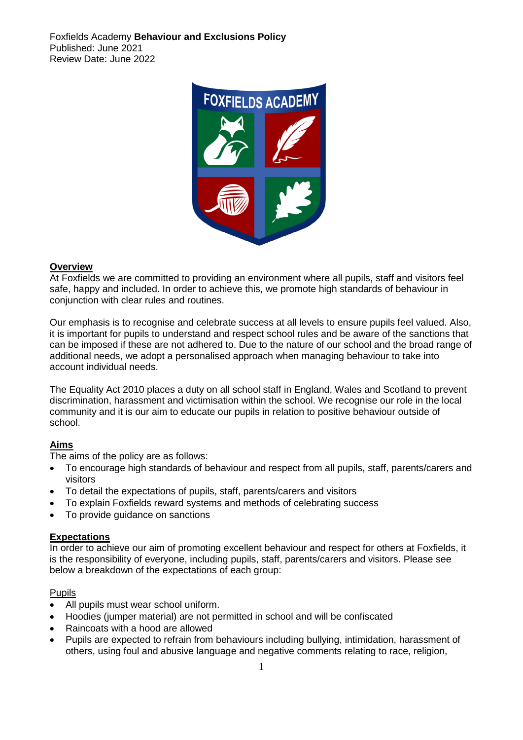Foxfields Academy **Behaviour and Exclusions Policy**
Published: June 2021
Review Date: June 2022

## Overview

At Foxfields we are committed to providing an environment where all pupils, staff and visitors feel safe, happy and included. In order to achieve this, we promote high standards of behaviour in conjunction with clear rules and routines.

Our emphasis is to recognise and celebrate success at all levels to ensure pupils feel valued. Also, it is important for pupils to understand and respect school rules and be aware of the sanctions that can be imposed if these are not adhered to. Due to the nature of our school and the broad range of additional needs, we adopt a personalised approach when managing behaviour to take into account individual needs.

The Equality Act 2010 places a duty on all school staff in England, Wales and Scotland to prevent discrimination, harassment and victimisation within the school. We recognise our role in the local community and it is our aim to educate our pupils in relation to positive behaviour outside of school.

## Aims

The aims of the policy are as follows:

- To encourage high standards of behaviour and respect from all pupils, staff, parents/carers and visitors
- To detail the expectations of pupils, staff, parents/carers and visitors
- To explain Foxfields reward systems and methods of celebrating success
- To provide guidance on sanctions

## Expectations

In order to achieve our aim of promoting excellent behaviour and respect for others at Foxfields, it is the responsibility of everyone, including pupils, staff, parents/carers and visitors. Please see below a breakdown of the expectations of each group:

### Pupils

- All pupils must wear school uniform.
- Hoodies (jumper material) are not permitted in school and will be confiscated
- Raincoats with a hood are allowed
- Pupils are expected to refrain from behaviours including bullying, intimidation, harassment of others, using foul and abusive language and negative comments relating to race, religion,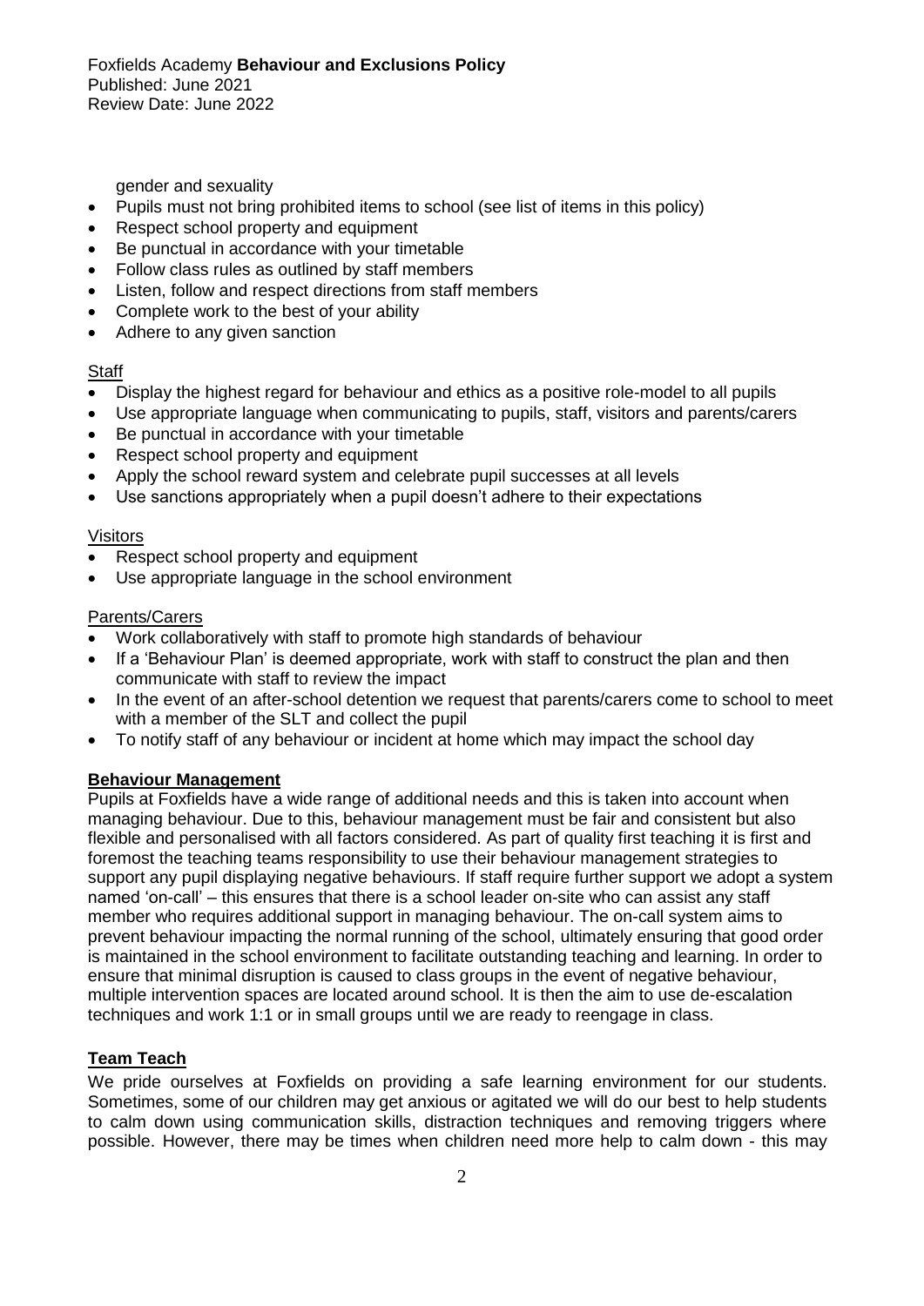gender and sexuality

- Pupils must not bring prohibited items to school (see list of items in this policy)
- Respect school property and equipment
- Be punctual in accordance with your timetable
- Follow class rules as outlined by staff members
- Listen, follow and respect directions from staff members
- Complete work to the best of your ability
- Adhere to any given sanction

Staff

- Display the highest regard for behaviour and ethics as a positive role-model to all pupils
- Use appropriate language when communicating to pupils, staff, visitors and parents/carers
- Be punctual in accordance with your timetable
- Respect school property and equipment
- Apply the school reward system and celebrate pupil successes at all levels
- Use sanctions appropriately when a pupil doesn't adhere to their expectations

Visitors

- Respect school property and equipment
- Use appropriate language in the school environment

Parents/Carers

- Work collaboratively with staff to promote high standards of behaviour
- If a 'Behaviour Plan' is deemed appropriate, work with staff to construct the plan and then communicate with staff to review the impact
- In the event of an after-school detention we request that parents/carers come to school to meet with a member of the SLT and collect the pupil
- To notify staff of any behaviour or incident at home which may impact the school day

## Behaviour Management

Pupils at Foxfields have a wide range of additional needs and this is taken into account when managing behaviour. Due to this, behaviour management must be fair and consistent but also flexible and personalised with all factors considered. As part of quality first teaching it is first and foremost the teaching teams responsibility to use their behaviour management strategies to support any pupil displaying negative behaviours. If staff require further support we adopt a system named 'on-call' – this ensures that there is a school leader on-site who can assist any staff member who requires additional support in managing behaviour. The on-call system aims to prevent behaviour impacting the normal running of the school, ultimately ensuring that good order is maintained in the school environment to facilitate outstanding teaching and learning. In order to ensure that minimal disruption is caused to class groups in the event of negative behaviour, multiple intervention spaces are located around school. It is then the aim to use de-escalation techniques and work 1:1 or in small groups until we are ready to reengage in class.

## Team Teach

We pride ourselves at Foxfields on providing a safe learning environment for our students. Sometimes, some of our children may get anxious or agitated we will do our best to help students to calm down using communication skills, distraction techniques and removing triggers where possible. However, there may be times when children need more help to calm down - this may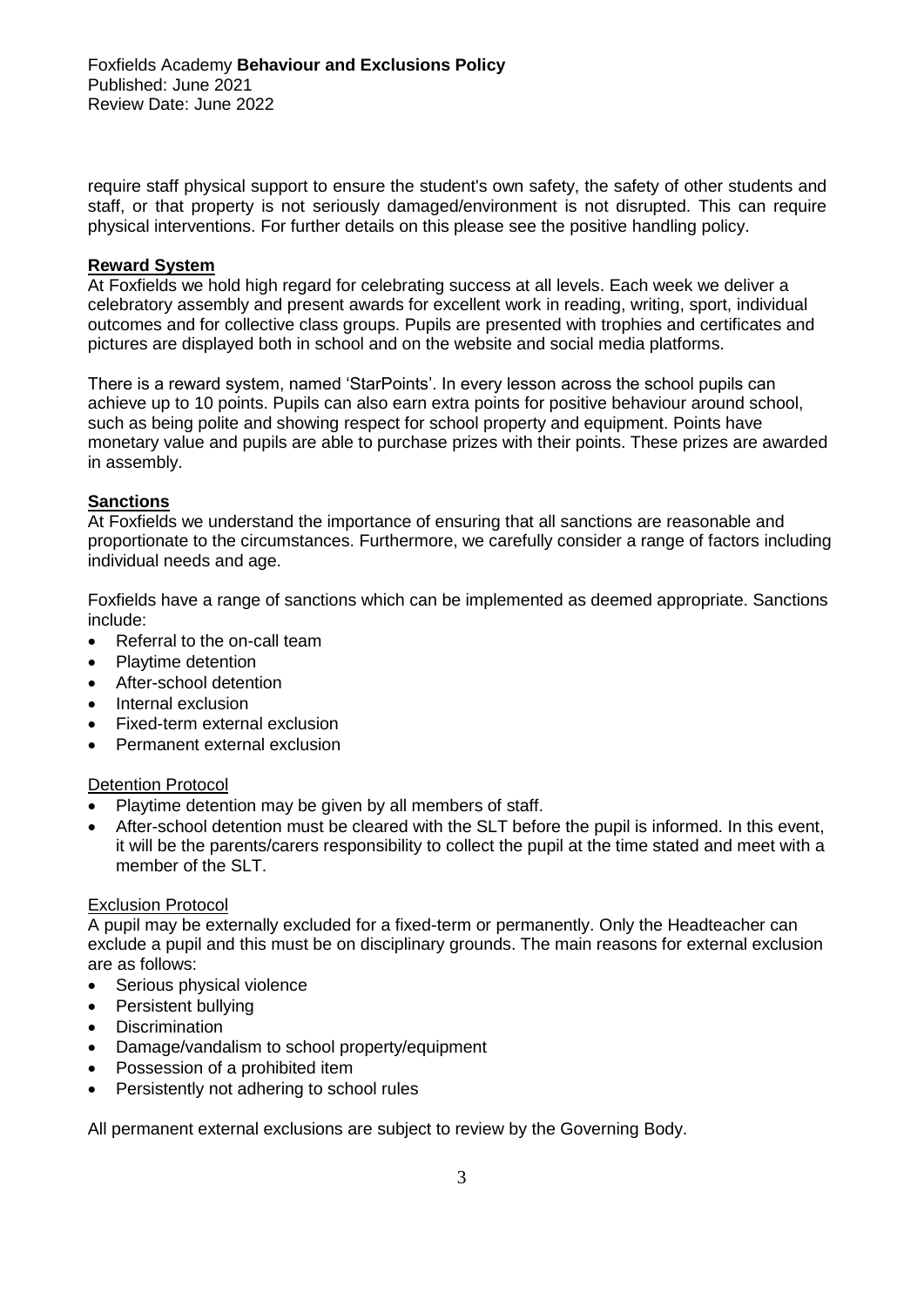require staff physical support to ensure the student's own safety, the safety of other students and staff, or that property is not seriously damaged/environment is not disrupted. This can require physical interventions. For further details on this please see the positive handling policy.

## Reward System

At Foxfields we hold high regard for celebrating success at all levels. Each week we deliver a celebratory assembly and present awards for excellent work in reading, writing, sport, individual outcomes and for collective class groups. Pupils are presented with trophies and certificates and pictures are displayed both in school and on the website and social media platforms.

There is a reward system, named 'StarPoints'. In every lesson across the school pupils can achieve up to 10 points. Pupils can also earn extra points for positive behaviour around school, such as being polite and showing respect for school property and equipment. Points have monetary value and pupils are able to purchase prizes with their points. These prizes are awarded in assembly.

## Sanctions

At Foxfields we understand the importance of ensuring that all sanctions are reasonable and proportionate to the circumstances. Furthermore, we carefully consider a range of factors including individual needs and age.

Foxfields have a range of sanctions which can be implemented as deemed appropriate. Sanctions include:

- Referral to the on-call team
- Playtime detention
- After-school detention
- Internal exclusion
- Fixed-term external exclusion
- Permanent external exclusion

### Detention Protocol

- Playtime detention may be given by all members of staff.
- After-school detention must be cleared with the SLT before the pupil is informed. In this event, it will be the parents/carers responsibility to collect the pupil at the time stated and meet with a member of the SLT.

### Exclusion Protocol

A pupil may be externally excluded for a fixed-term or permanently. Only the Headteacher can exclude a pupil and this must be on disciplinary grounds. The main reasons for external exclusion are as follows:

- Serious physical violence
- Persistent bullying
- Discrimination
- Damage/vandalism to school property/equipment
- Possession of a prohibited item
- Persistently not adhering to school rules

All permanent external exclusions are subject to review by the Governing Body.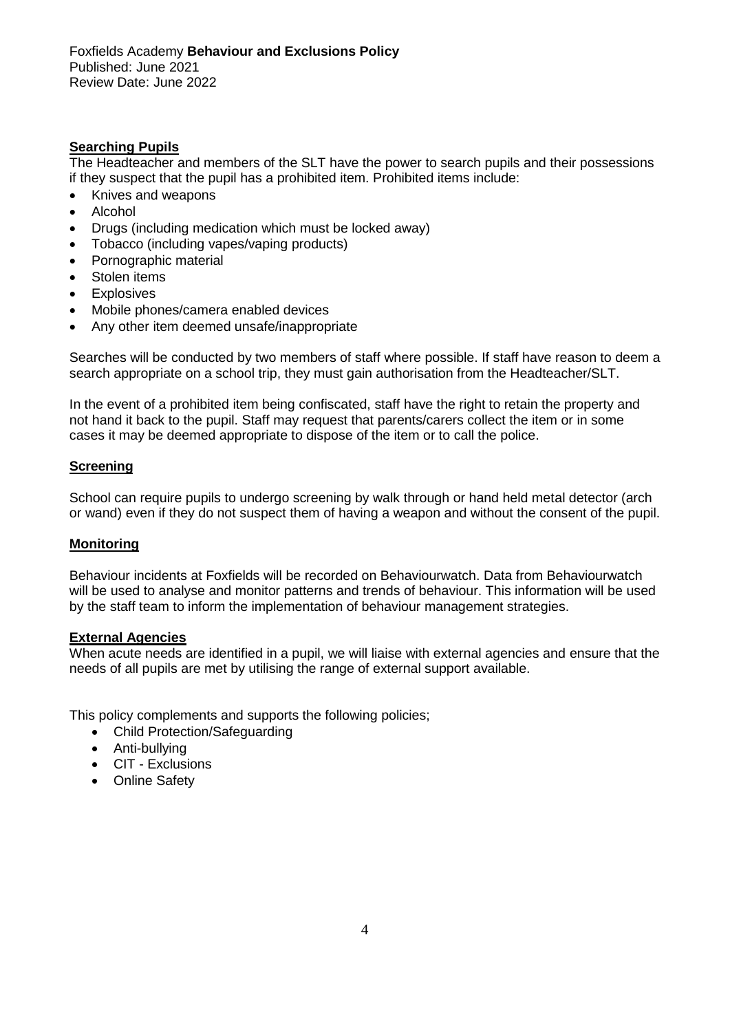## Searching Pupils

The Headteacher and members of the SLT have the power to search pupils and their possessions if they suspect that the pupil has a prohibited item. Prohibited items include:

- Knives and weapons
- Alcohol
- Drugs (including medication which must be locked away)
- Tobacco (including vapes/vaping products)
- Pornographic material
- Stolen items
- Explosives
- Mobile phones/camera enabled devices
- Any other item deemed unsafe/inappropriate

Searches will be conducted by two members of staff where possible. If staff have reason to deem a search appropriate on a school trip, they must gain authorisation from the Headteacher/SLT.

In the event of a prohibited item being confiscated, staff have the right to retain the property and not hand it back to the pupil. Staff may request that parents/carers collect the item or in some cases it may be deemed appropriate to dispose of the item or to call the police.

## Screening

School can require pupils to undergo screening by walk through or hand held metal detector (arch or wand) even if they do not suspect them of having a weapon and without the consent of the pupil.

## Monitoring

Behaviour incidents at Foxfields will be recorded on Behaviourwatch. Data from Behaviourwatch will be used to analyse and monitor patterns and trends of behaviour. This information will be used by the staff team to inform the implementation of behaviour management strategies.

## External Agencies

When acute needs are identified in a pupil, we will liaise with external agencies and ensure that the needs of all pupils are met by utilising the range of external support available.

This policy complements and supports the following policies;

- Child Protection/Safeguarding
- Anti-bullying
- CIT - Exclusions
- Online Safety